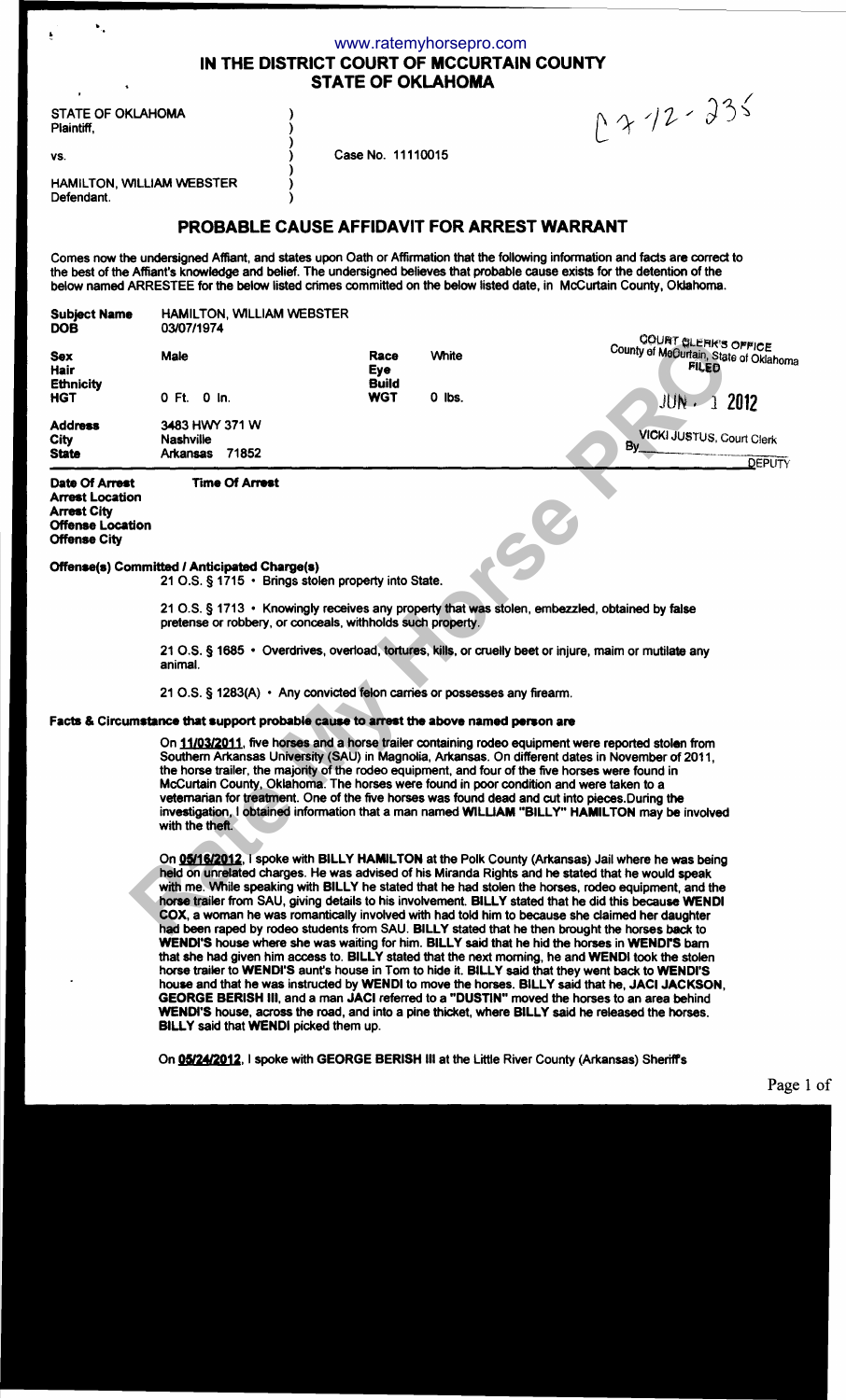www.ratemyhorsepro.com

# IN THE DISTRICT COURT OF MCCURTAIN COUNTY
# STATE OF OKLAHOMA

CF-12-235

STATE OF OKLAHOMA
Plaintiff,

vs.

HAMILTON, WILLIAM WEBSTER
Defendant.

Case No. 11110015

COURT CLERK'S OFFICE
County of McCurtain, State of Oklahoma
FILED
JUN 1 2012
VICKI JUSTUS, Court Clerk
By ________ DEPUTY

## PROBABLE CAUSE AFFIDAVIT FOR ARREST WARRANT

Comes now the undersigned Affiant, and states upon Oath or Affirmation that the following information and facts are correct to the best of the Affiant's knowledge and belief. The undersigned believes that probable cause exists for the detention of the below named ARRESTEE for the below listed crimes committed on the below listed date, in McCurtain County, Oklahoma.

| | | | |
|---|---|---|---|
| **Subject Name** | HAMILTON, WILLIAM WEBSTER | | |
| **DOB** | 03/07/1974 | | |
| **Sex** | Male | **Race** | White |
| **Hair** | | **Eye** | |
| **Ethnicity** | | **Build** | |
| **HGT** | 0 Ft. 0 In. | **WGT** | 0 lbs. |
| **Address** | 3483 HWY 371 W | | |
| **City** | Nashville | | |
| **State** | Arkansas 71852 | | |

**Date Of Arrest** **Time Of Arrest**
**Arrest Location**
**Arrest City**
**Offense Location**
**Offense City**

**Offense(s) Committed / Anticipated Charge(s)**

21 O.S. § 1715 • Brings stolen property into State.

21 O.S. § 1713 • Knowingly receives any property that was stolen, embezzled, obtained by false pretense or robbery, or conceals, withholds such property.

21 O.S. § 1685 • Overdrives, overload, tortures, kills, or cruelly beet or injure, maim or mutilate any animal.

21 O.S. § 1283(A) • Any convicted felon carries or possesses any firearm.

**Facts & Circumstance that support probable cause to arrest the above named person are**

On **11/03/2011**, five horses and a horse trailer containing rodeo equipment were reported stolen from Southern Arkansas University (SAU) in Magnolia, Arkansas. On different dates in November of 2011, the horse trailer, the majority of the rodeo equipment, and four of the five horses were found in McCurtain County, Oklahoma. The horses were found in poor condition and were taken to a veterinarian for treatment. One of the five horses was found dead and cut into pieces.During the investigation, I obtained information that a man named **WILLIAM "BILLY" HAMILTON** may be involved with the theft.

On **05/16/2012**, I spoke with **BILLY HAMILTON** at the Polk County (Arkansas) Jail where he was being held on unrelated charges. He was advised of his Miranda Rights and he stated that he would speak with me. While speaking with **BILLY** he stated that he had stolen the horses, rodeo equipment, and the horse trailer from SAU, giving details to his involvement. **BILLY** stated that he did this because **WENDI COX**, a woman he was romantically involved with had told him to because she claimed her daughter had been raped by rodeo students from SAU. **BILLY** stated that he then brought the horses back to **WENDI'S** house where she was waiting for him. **BILLY** said that he hid the horses in **WENDI'S** barn that she had given him access to. **BILLY** stated that the next morning, he and **WENDI** took the stolen horse trailer to **WENDI'S** aunt's house in Tom to hide it. **BILLY** said that they went back to **WENDI'S** house and that he was instructed by **WENDI** to move the horses. **BILLY** said that he, **JACI JACKSON**, **GEORGE BERISH III**, and a man **JACI** referred to a **"DUSTIN"** moved the horses to an area behind **WENDI'S** house, across the road, and into a pine thicket, where **BILLY** said he released the horses. **BILLY** said that **WENDI** picked them up.

On **05/24/2012**, I spoke with **GEORGE BERISH III** at the Little River County (Arkansas) Sheriffs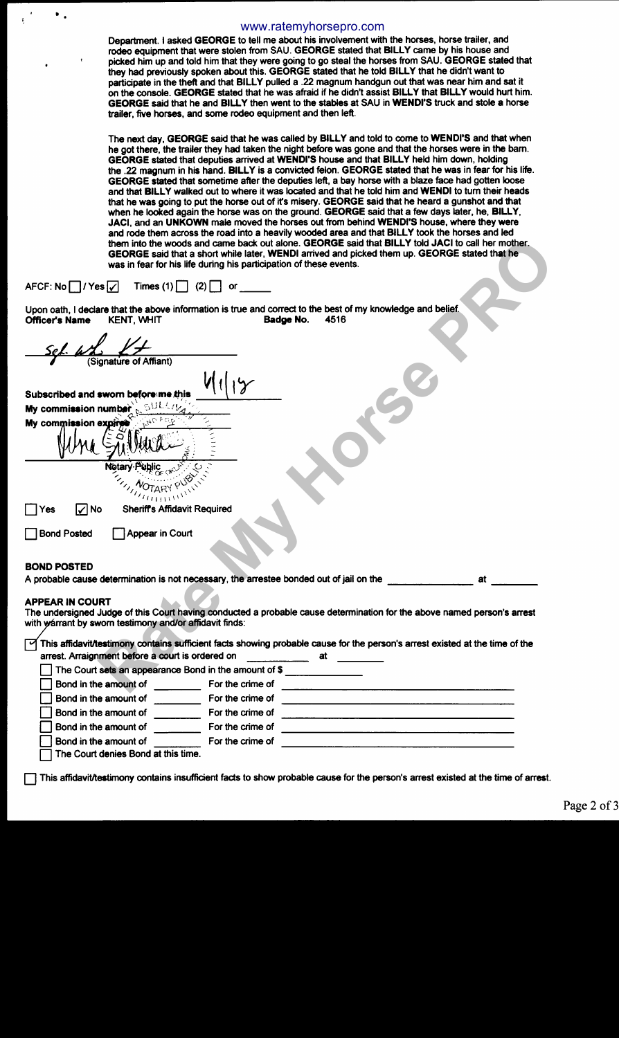Department. I asked **GEORGE** to tell me about his involvement with the horses, horse trailer, and rodeo equipment that were stolen from SAU. **GEORGE** stated that **BILLY** came by his house and picked him up and told him that they were going to go steal the horses from SAU. **GEORGE** stated that they had previously spoken about this. **GEORGE** stated that he told **BILLY** that he didn't want to participate in the theft and that **BILLY** pulled a .22 magnum handgun out that was near him and sat it on the console. **GEORGE** stated that he was afraid if he didn't assist **BILLY** that **BILLY** would hurt him. **GEORGE** said that he and **BILLY** then went to the stables at SAU in **WENDI'S** truck and stole a horse trailer, five horses, and some rodeo equipment and then left.

The next day, **GEORGE** said that he was called by **BILLY** and told to come to **WENDI'S** and that when he got there, the trailer they had taken the night before was gone and that the horses were in the barn. **GEORGE** stated that deputies arrived at **WENDI'S** house and that **BILLY** held him down, holding the .22 magnum in his hand. **BILLY** is a convicted felon. **GEORGE** stated that he was in fear for his life. **GEORGE** stated that sometime after the deputies left, a bay horse with a blaze face had gotten loose and that **BILLY** walked out to where it was located and that he told him and **WENDI** to turn their heads that he was going to put the horse out of it's misery. **GEORGE** said that he heard a gunshot and that when he looked again the horse was on the ground. **GEORGE** said that a few days later, he, **BILLY**, **JACI**, and an **UNKOWN** male moved the horses out from behind **WENDI'S** house, where they were and rode them across the road into a heavily wooded area and that **BILLY** took the horses and led them into the woods and came back out alone. **GEORGE** said that **BILLY** told **JACI** to call her mother. **GEORGE** said that a short while later, **WENDI** arrived and picked them up. **GEORGE** stated that he was in fear for his life during his participation of these events.

AFCF: No ☐ / Yes ☑ Times (1) ☐ (2) ☐ or ______

Upon oath, I declare that the above information is true and correct to the best of my knowledge and belief.

**Officer's Name** KENT, WHIT **Badge No.** 4516

Sgt. Whit Kent
(Signature of Affiant)

**Subscribed and sworn before me this** 4/1/18

**My commission number** ______

**My commission expires** ______

(Notary signature)
Notary Public

☐ Yes ☑ No Sheriff's Affidavit Required

☐ Bond Posted ☐ Appear in Court

**BOND POSTED**

A probable cause determination is not necessary, the arrestee bonded out of jail on the ______________ at ________

**APPEAR IN COURT**

The undersigned Judge of this Court having conducted a probable cause determination for the above named person's arrest with warrant by sworn testimony and/or affidavit finds:

☑ This affidavit/testimony contains sufficient facts showing probable cause for the person's arrest existed at the time of the arrest. Arraignment before a court is ordered on __________ at ________

- ☐ The Court sets an appearance Bond in the amount of $ ____________
- ☐ Bond in the amount of ________ For the crime of ______________________
- ☐ Bond in the amount of ________ For the crime of ______________________
- ☐ Bond in the amount of ________ For the crime of ______________________
- ☐ Bond in the amount of ________ For the crime of ______________________
- ☐ Bond in the amount of ________ For the crime of ______________________
- ☐ The Court denies Bond at this time.

☐ This affidavit/testimony contains insufficient facts to show probable cause for the person's arrest existed at the time of arrest.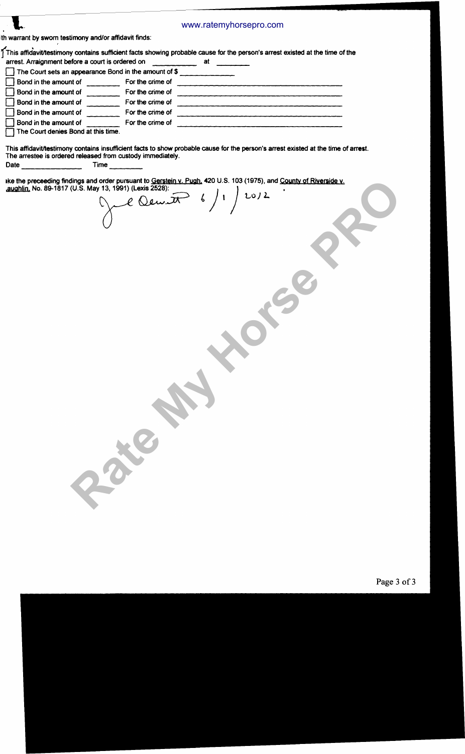www.ratemyhorsepro.com

th warrant by sworn testimony and/or affidavit finds:

☑ This affidavit/testimony contains sufficient facts showing probable cause for the person's arrest existed at the time of the arrest. Arraignment before a court is ordered on __________ at ________

- ☐ The Court sets an appearance Bond in the amount of $ ____________
- ☐ Bond in the amount of ________ For the crime of ______________________________
- ☐ Bond in the amount of ________ For the crime of ______________________________
- ☐ Bond in the amount of ________ For the crime of ______________________________
- ☐ Bond in the amount of ________ For the crime of ______________________________
- ☐ Bond in the amount of ________ For the crime of ______________________________
- ☐ The Court denies Bond at this time.

This affidavit/testimony contains insufficient facts to show probable cause for the person's arrest existed at the time of arrest. The arrestee is ordered released from custody immediately.

Date ______________ Time ________

ıke the preceeding findings and order pursuant to Gerstein v. Pugh, 420 U.S. 103 (1975), and County of Riverside v. ,aughlin, No. 89-1817 (U.S. May 13, 1991) (Lexis 2528):

Joel Dewitt 6/1/2012

Rate My Horse PRO